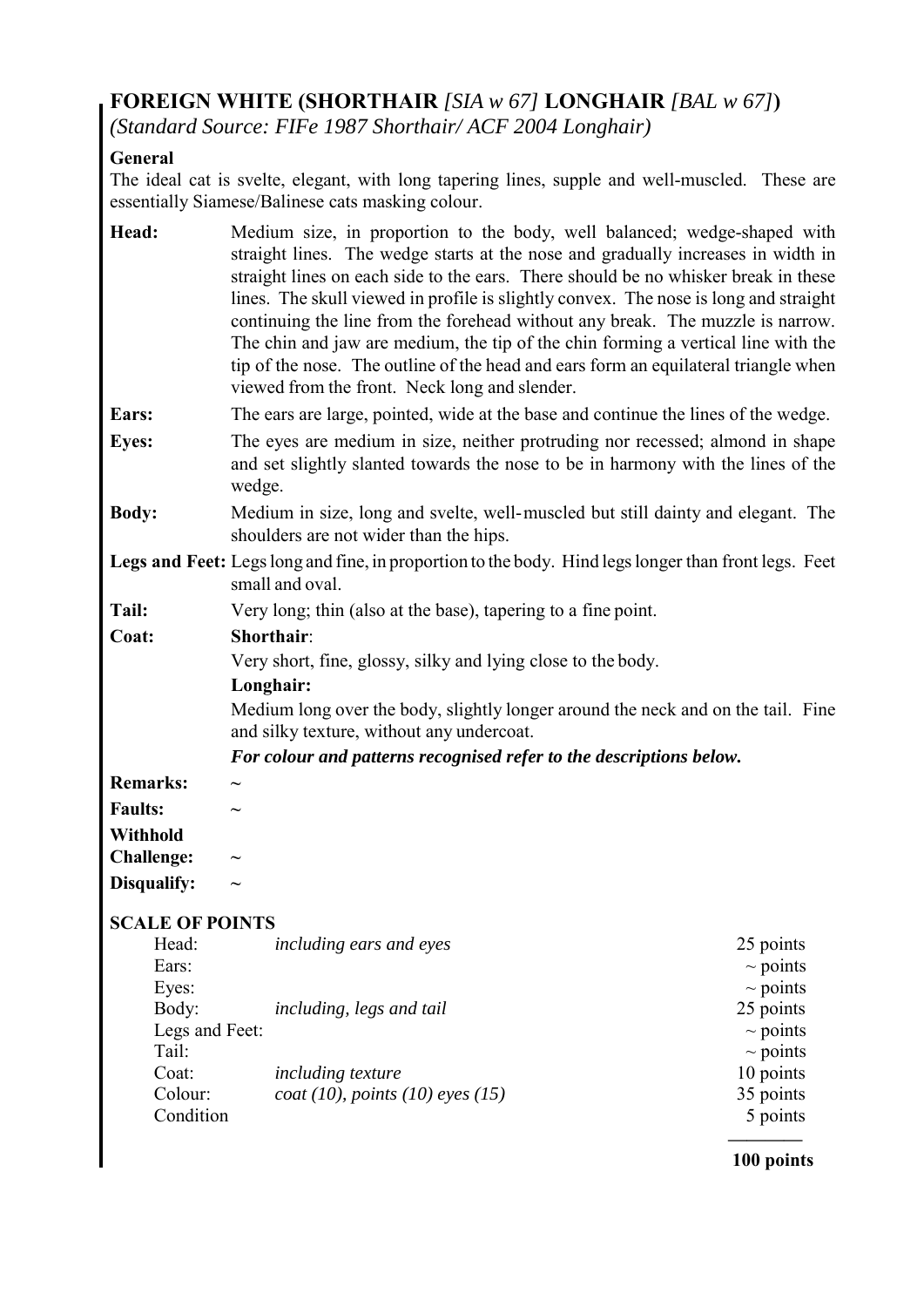# FOREIGN WHITE (SHORTHAIR *[SIA w 67]* LONGHAIR *[BAL w 67]*)

*(Standard Source: FIFe 1987 Shorthair/ ACF 2004 Longhair)*

**General**

The ideal cat is svelte, elegant, with long tapering lines, supple and well-muscled. These are essentially Siamese/Balinese cats masking colour.

**Head:** Medium size, in proportion to the body, well balanced; wedge-shaped with straight lines. The wedge starts at the nose and gradually increases in width in straight lines on each side to the ears. There should be no whisker break in these lines. The skull viewed in profile is slightly convex. The nose is long and straight continuing the line from the forehead without any break. The muzzle is narrow. The chin and jaw are medium, the tip of the chin forming a vertical line with the tip of the nose. The outline of the head and ears form an equilateral triangle when viewed from the front. Neck long and slender.

**Ears:** The ears are large, pointed, wide at the base and continue the lines of the wedge.

**Eyes:** The eyes are medium in size, neither protruding nor recessed; almond in shape and set slightly slanted towards the nose to be in harmony with the lines of the wedge.

**Body:** Medium in size, long and svelte, well-muscled but still dainty and elegant. The shoulders are not wider than the hips.

**Legs and Feet:** Legs long and fine, in proportion to the body. Hind legs longer than front legs. Feet small and oval.

**Tail:** Very long; thin (also at the base), tapering to a fine point.

**Coat:**

**Shorthair**:

Very short, fine, glossy, silky and lying close to the body.

**Longhair:**

Medium long over the body, slightly longer around the neck and on the tail. Fine and silky texture, without any undercoat.

***For colour and patterns recognised refer to the descriptions below.***

**Remarks:** ~

**Faults:** ~

**Withhold Challenge:** ~

**Disqualify:** ~

**SCALE OF POINTS**

| | | |
|---|---|---|
| Head: | *including ears and eyes* | 25 points |
| Ears: | | ~ points |
| Eyes: | | ~ points |
| Body: | *including, legs and tail* | 25 points |
| Legs and Feet: | | ~ points |
| Tail: | | ~ points |
| Coat: | *including texture* | 10 points |
| Colour: | *coat (10), points (10) eyes (15)* | 35 points |
| Condition | | 5 points |
| | | **100 points** |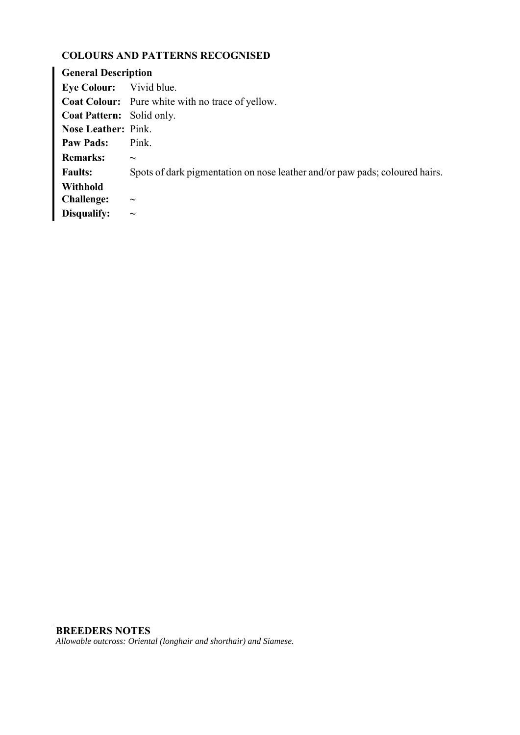## COLOURS AND PATTERNS RECOGNISED

### General Description

**Eye Colour:** Vivid blue.

**Coat Colour:** Pure white with no trace of yellow.

**Coat Pattern:** Solid only.

**Nose Leather:** Pink.

**Paw Pads:** Pink.

**Remarks:** ~

**Faults:** Spots of dark pigmentation on nose leather and/or paw pads; coloured hairs.

**Withhold Challenge:** ~

**Disqualify:** ~

## BREEDERS NOTES

*Allowable outcross: Oriental (longhair and shorthair) and Siamese.*